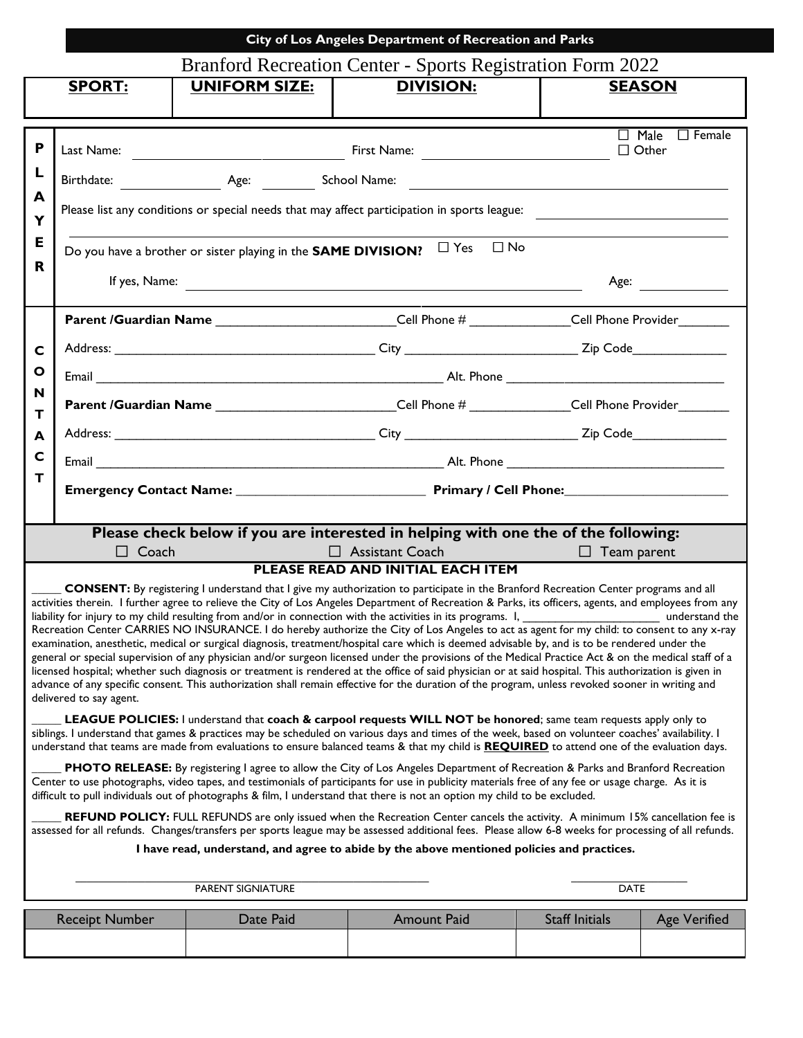**City of Los Angeles Department of Recreation and Parks**

# Branford Recreation Center - Sports Registration Form 2022

| SPORT: | UNIFORM SIZE: | DIVISION: | SEASON |
| --- | --- | --- | --- |
| | | | |

**PLAYER**

Last Name: ____________________ First Name: ____________________ ☐ Male ☐ Female ☐ Other

Birthdate: __________ Age: ______ School Name: ____________________

Please list any conditions or special needs that may affect participation in sports league: ____________________

Do you have a brother or sister playing in the **SAME DIVISION?** ☐ Yes ☐ No

If yes, Name: ____________________ Age: ______

**CONTACT**

**Parent /Guardian Name** ____________________ Cell Phone # ______________ Cell Phone Provider_______

Address: ____________________ City ____________________ Zip Code_____________

Email ____________________ Alt. Phone ____________________

**Parent /Guardian Name** ____________________ Cell Phone # ______________ Cell Phone Provider_______

Address: ____________________ City ____________________ Zip Code_____________

Email ____________________ Alt. Phone ____________________

**Emergency Contact Name:** ____________________ **Primary / Cell Phone:** ____________________

**Please check below if you are interested in helping with one the of the following:**

☐ Coach ☐ Assistant Coach ☐ Team parent

**PLEASE READ AND INITIAL EACH ITEM**

_____ **CONSENT:** By registering I understand that I give my authorization to participate in the Branford Recreation Center programs and all activities therein. I further agree to relieve the City of Los Angeles Department of Recreation & Parks, its officers, agents, and employees from any liability for injury to my child resulting from and/or in connection with the activities in its programs. I, ______________________ understand the Recreation Center CARRIES NO INSURANCE. I do hereby authorize the City of Los Angeles to act as agent for my child: to consent to any x-ray examination, anesthetic, medical or surgical diagnosis, treatment/hospital care which is deemed advisable by, and is to be rendered under the general or special supervision of any physician and/or surgeon licensed under the provisions of the Medical Practice Act & on the medical staff of a licensed hospital; whether such diagnosis or treatment is rendered at the office of said physician or at said hospital. This authorization is given in advance of any specific consent. This authorization shall remain effective for the duration of the program, unless revoked sooner in writing and delivered to say agent.

_____ **LEAGUE POLICIES:** I understand that **coach & carpool requests WILL NOT be honored**; same team requests apply only to siblings. I understand that games & practices may be scheduled on various days and times of the week, based on volunteer coaches' availability. I understand that teams are made from evaluations to ensure balanced teams & that my child is **REQUIRED** to attend one of the evaluation days.

_____ **PHOTO RELEASE:** By registering I agree to allow the City of Los Angeles Department of Recreation & Parks and Branford Recreation Center to use photographs, video tapes, and testimonials of participants for use in publicity materials free of any fee or usage charge. As it is difficult to pull individuals out of photographs & film, I understand that there is not an option my child to be excluded.

_____ **REFUND POLICY:** FULL REFUNDS are only issued when the Recreation Center cancels the activity. A minimum 15% cancellation fee is assessed for all refunds. Changes/transfers per sports league may be assessed additional fees. Please allow 6-8 weeks for processing of all refunds.

**I have read, understand, and agree to abide by the above mentioned policies and practices.**

______________________________ PARENT SIGNATURE ______________ DATE

| Receipt Number | Date Paid | Amount Paid | Staff Initials | Age Verified |
| --- | --- | --- | --- | --- |
| | | | | |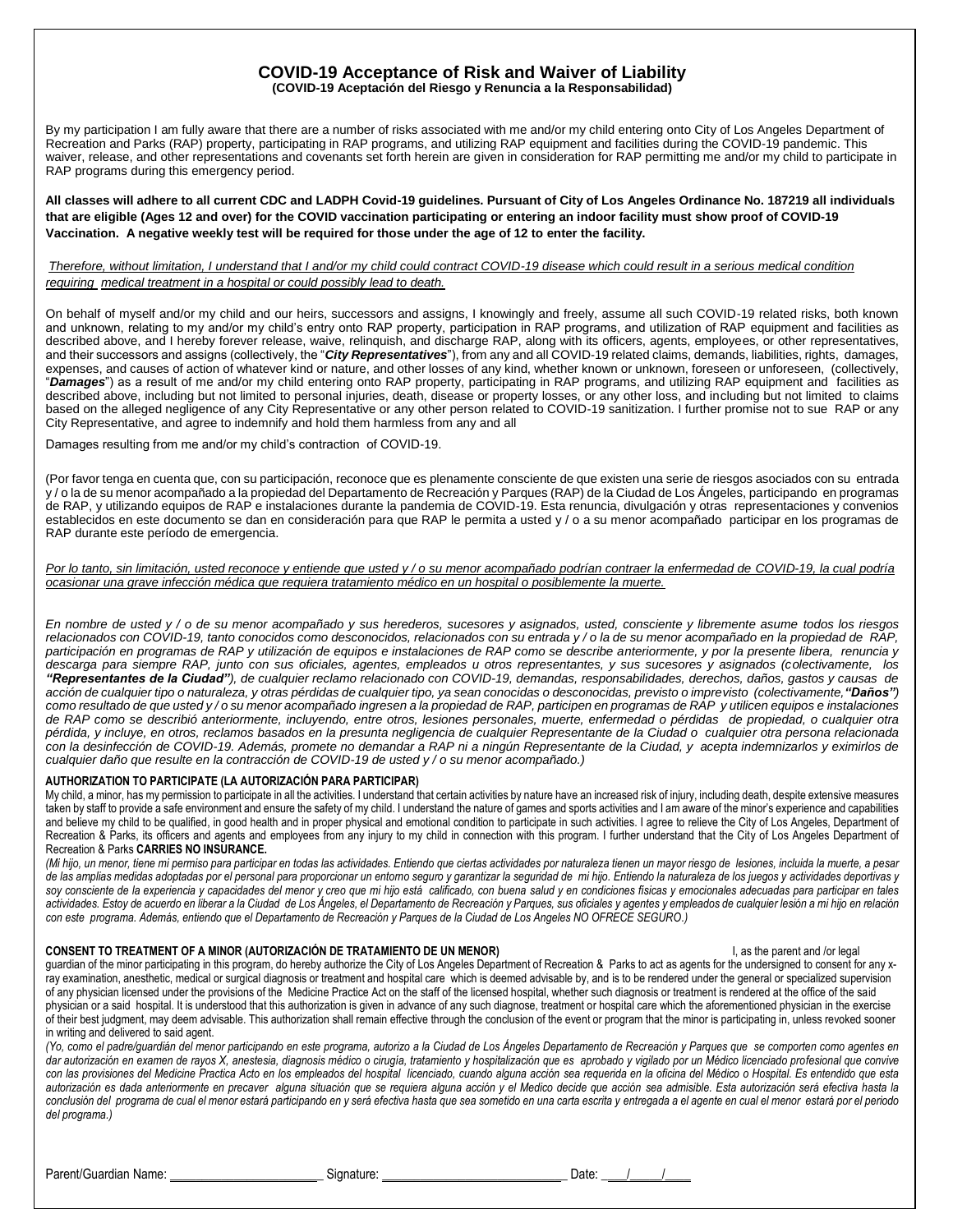# COVID-19 Acceptance of Risk and Waiver of Liability

**(COVID-19 Aceptación del Riesgo y Renuncia a la Responsabilidad)**

By my participation I am fully aware that there are a number of risks associated with me and/or my child entering onto City of Los Angeles Department of Recreation and Parks (RAP) property, participating in RAP programs, and utilizing RAP equipment and facilities during the COVID-19 pandemic. This waiver, release, and other representations and covenants set forth herein are given in consideration for RAP permitting me and/or my child to participate in RAP programs during this emergency period.

**All classes will adhere to all current CDC and LADPH Covid-19 guidelines. Pursuant of City of Los Angeles Ordinance No. 187219 all individuals that are eligible (Ages 12 and over) for the COVID vaccination participating or entering an indoor facility must show proof of COVID-19 Vaccination. A negative weekly test will be required for those under the age of 12 to enter the facility.**

*Therefore, without limitation, I understand that I and/or my child could contract COVID-19 disease which could result in a serious medical condition requiring medical treatment in a hospital or could possibly lead to death.*

On behalf of myself and/or my child and our heirs, successors and assigns, I knowingly and freely, assume all such COVID-19 related risks, both known and unknown, relating to my and/or my child's entry onto RAP property, participation in RAP programs, and utilization of RAP equipment and facilities as described above, and I hereby forever release, waive, relinquish, and discharge RAP, along with its officers, agents, employees, or other representatives, and their successors and assigns (collectively, the "***City Representatives***"), from any and all COVID-19 related claims, demands, liabilities, rights, damages, expenses, and causes of action of whatever kind or nature, and other losses of any kind, whether known or unknown, foreseen or unforeseen, (collectively, "***Damages***") as a result of me and/or my child entering onto RAP property, participating in RAP programs, and utilizing RAP equipment and facilities as described above, including but not limited to personal injuries, death, disease or property losses, or any other loss, and including but not limited to claims based on the alleged negligence of any City Representative or any other person related to COVID-19 sanitization. I further promise not to sue RAP or any City Representative, and agree to indemnify and hold them harmless from any and all

Damages resulting from me and/or my child's contraction of COVID-19.

(Por favor tenga en cuenta que, con su participación, reconoce que es plenamente consciente de que existen una serie de riesgos asociados con su entrada y / o la de su menor acompañado a la propiedad del Departamento de Recreación y Parques (RAP) de la Ciudad de Los Ángeles, participando en programas de RAP, y utilizando equipos de RAP e instalaciones durante la pandemia de COVID-19. Esta renuncia, divulgación y otras representaciones y convenios establecidos en este documento se dan en consideración para que RAP le permita a usted y / o a su menor acompañado participar en los programas de RAP durante este período de emergencia.

*Por lo tanto, sin limitación, usted reconoce y entiende que usted y / o su menor acompañado podrían contraer la enfermedad de COVID-19, la cual podría ocasionar una grave infección médica que requiera tratamiento médico en un hospital o posiblemente la muerte.*

*En nombre de usted y / o de su menor acompañado y sus herederos, sucesores y asignados, usted, consciente y libremente asume todos los riesgos relacionados con COVID-19, tanto conocidos como desconocidos, relacionados con su entrada y / o la de su menor acompañado en la propiedad de RAP, participación en programas de RAP y utilización de equipos e instalaciones de RAP como se describe anteriormente, y por la presente libera, renuncia y descarga para siempre RAP, junto con sus oficiales, agentes, empleados u otros representantes, y sus sucesores y asignados (colectivamente, los **"Representantes de la Ciudad"**), de cualquier reclamo relacionado con COVID-19, demandas, responsabilidades, derechos, daños, gastos y causas de acción de cualquier tipo o naturaleza, y otras pérdidas de cualquier tipo, ya sean conocidas o desconocidas, previsto o imprevisto (colectivamente,**"Daños"**) como resultado de que usted y / o su menor acompañado ingresen a la propiedad de RAP, participen en programas de RAP y utilicen equipos e instalaciones de RAP como se describió anteriormente, incluyendo, entre otros, lesiones personales, muerte, enfermedad o pérdidas de propiedad, o cualquier otra pérdida, y incluye, en otros, reclamos basados en la presunta negligencia de cualquier Representante de la Ciudad o cualquier otra persona relacionada con la desinfección de COVID-19. Además, promete no demandar a RAP ni a ningún Representante de la Ciudad, y acepta indemnizarlos y eximirlos de cualquier daño que resulte en la contracción de COVID-19 de usted y / o su menor acompañado.)*

**AUTHORIZATION TO PARTICIPATE (LA AUTORIZACIÓN PARA PARTICIPAR)**

My child, a minor, has my permission to participate in all the activities. I understand that certain activities by nature have an increased risk of injury, including death, despite extensive measures taken by staff to provide a safe environment and ensure the safety of my child. I understand the nature of games and sports activities and I am aware of the minor's experience and capabilities and believe my child to be qualified, in good health and in proper physical and emotional condition to participate in such activities. I agree to relieve the City of Los Angeles, Department of Recreation & Parks, its officers and agents and employees from any injury to my child in connection with this program. I further understand that the City of Los Angeles Department of Recreation & Parks **CARRIES NO INSURANCE.**

*(Mi hijo, un menor, tiene mi permiso para participar en todas las actividades. Entiendo que ciertas actividades por naturaleza tienen un mayor riesgo de lesiones, incluida la muerte, a pesar de las amplias medidas adoptadas por el personal para proporcionar un entorno seguro y garantizar la seguridad de mi hijo. Entiendo la naturaleza de los juegos y actividades deportivas y soy consciente de la experiencia y capacidades del menor y creo que mi hijo está calificado, con buena salud y en condiciones físicas y emocionales adecuadas para participar en tales actividades. Estoy de acuerdo en liberar a la Ciudad de Los Ángeles, el Departamento de Recreación y Parques, sus oficiales y agentes y empleados de cualquier lesión a mi hijo en relación con este programa. Además, entiendo que el Departamento de Recreación y Parques de la Ciudad de Los Angeles NO OFRECE SEGURO.)*

**CONSENT TO TREATMENT OF A MINOR (AUTORIZACIÓN DE TRATAMIENTO DE UN MENOR)** I, as the parent and /or legal guardian of the minor participating in this program, do hereby authorize the City of Los Angeles Department of Recreation & Parks to act as agents for the undersigned to consent for any x-ray examination, anesthetic, medical or surgical diagnosis or treatment and hospital care which is deemed advisable by, and is to be rendered under the general or specialized supervision of any physician licensed under the provisions of the Medicine Practice Act on the staff of the licensed hospital, whether such diagnosis or treatment is rendered at the office of the said physician or a said hospital. It is understood that this authorization is given in advance of any such diagnose, treatment or hospital care which the aforementioned physician in the exercise of their best judgment, may deem advisable. This authorization shall remain effective through the conclusion of the event or program that the minor is participating in, unless revoked sooner in writing and delivered to said agent.

*(Yo, como el padre/guardián del menor participando en este programa, autorizo a la Ciudad de Los Ángeles Departamento de Recreación y Parques que se comporten como agentes en dar autorización en examen de rayos X, anestesia, diagnosis médico o cirugía, tratamiento y hospitalización que es aprobado y vigilado por un Médico licenciado profesional que convive con las provisiones del Medicine Practica Acto en los empleados del hospital licenciado, cuando alguna acción sea requerida en la oficina del Médico o Hospital. Es entendido que esta autorización es dada anteriormente en precaver alguna situación que se requiera alguna acción y el Medico decide que acción sea admisible. Esta autorización será efectiva hasta la conclusión del programa de cual el menor estará participando en y será efectiva hasta que sea sometido en una carta escrita y entregada a el agente en cual el menor estará por el periodo del programa.)*

Parent/Guardian Name: ______________________ Signature: ___________________________ Date: ___/____/____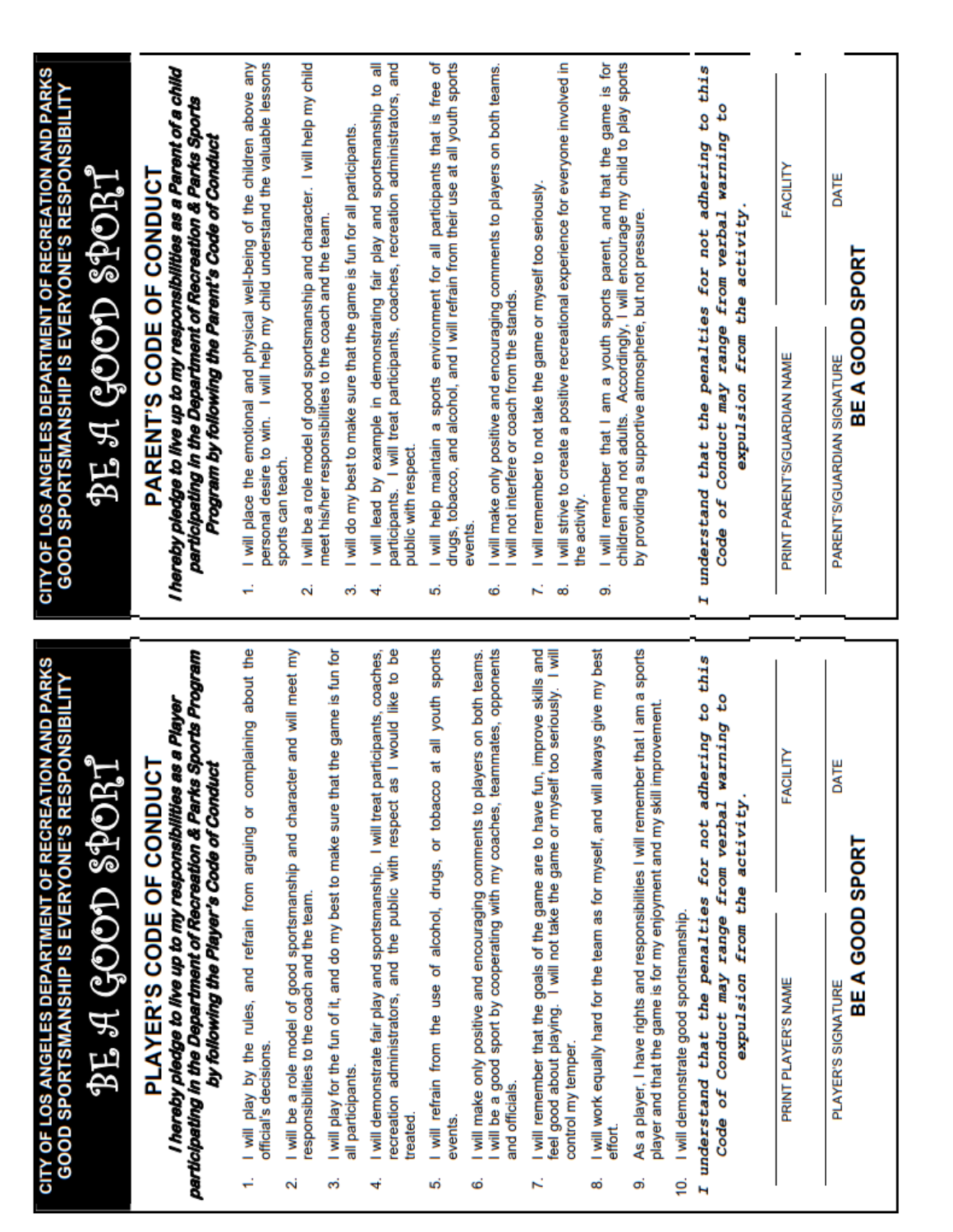CITY OF LOS ANGELES DEPARTMENT OF RECREATION AND PARKS
GOOD SPORTSMANSHIP IS EVERYONE'S RESPONSIBILITY

# BE A GOOD SPORT

## PLAYER'S CODE OF CONDUCT

***I hereby pledge to live up to my responsibilities as a Player participating in the Department of Recreation & Parks Sports Program by following the Player's Code of Conduct***

1. I will play by the rules, and refrain from arguing or complaining about the official's decisions.
2. I will be a role model of good sportsmanship and character and will meet my responsibilities to the coach and the team.
3. I will play for the fun of it, and do my best to make sure that the game is fun for all participants.
4. I will demonstrate fair play and sportsmanship. I will treat participants, coaches, recreation administrators, and the public with respect as I would like to be treated.
5. I will refrain from the use of alcohol, drugs, or tobacco at all youth sports events.
6. I will make only positive and encouraging comments to players on both teams. I will be a good sport by cooperating with my coaches, teammates, opponents and officials.
7. I will remember that the goals of the game are to have fun, improve skills and feel good about playing. I will not take the game or myself too seriously. I will control my temper.
8. I will work equally hard for the team as for myself, and will always give my best effort.
9. As a player, I have rights and responsibilities I will remember that I am a sports player and that the game is for my enjoyment and my skill improvement.
10. I will demonstrate good sportsmanship.

***I understand that the penalties for not adhering to this Code of Conduct may range from verbal warning to expulsion from the activity.***

PRINT PLAYER'S NAME ____________ FACILITY ____________

PLAYER'S SIGNATURE ____________ DATE ____________

**BE A GOOD SPORT**

---

CITY OF LOS ANGELES DEPARTMENT OF RECREATION AND PARKS
GOOD SPORTSMANSHIP IS EVERYONE'S RESPONSIBILITY

# BE A GOOD SPORT

## PARENT'S CODE OF CONDUCT

***I hereby pledge to live up to my responsibilities as a Parent of a child participating in the Department of Recreation & Parks Sports Program by following the Parent's Code of Conduct***

1. I will place the emotional and physical well-being of the children above any personal desire to win. I will help my child understand the valuable lessons sports can teach.
2. I will be a role model of good sportsmanship and character. I will help my child meet his/her responsibilities to the coach and the team.
3. I will do my best to make sure that the game is fun for all participants.
4. I will lead by example in demonstrating fair play and sportsmanship to all participants. I will treat participants, coaches, recreation administrators, and public with respect.
5. I will help maintain a sports environment for all participants that is free of drugs, tobacco, and alcohol, and I will refrain from their use at all youth sports events.
6. I will make only positive and encouraging comments to players on both teams. I will not interfere or coach from the stands.
7. I will remember to not take the game or myself too seriously.
8. I will strive to create a positive recreational experience for everyone involved in the activity.
9. I will remember that I am a youth sports parent, and that the game is for children and not adults. Accordingly, I will encourage my child to play sports by providing a supportive atmosphere, but not pressure.

***I understand that the penalties for not adhering to this Code of Conduct may range from verbal warning to expulsion from the activity.***

PRINT PARENT'S/GUARDIAN NAME ____________ FACILITY ____________

PARENT'S/GUARDIAN SIGNATURE ____________ DATE ____________

**BE A GOOD SPORT**